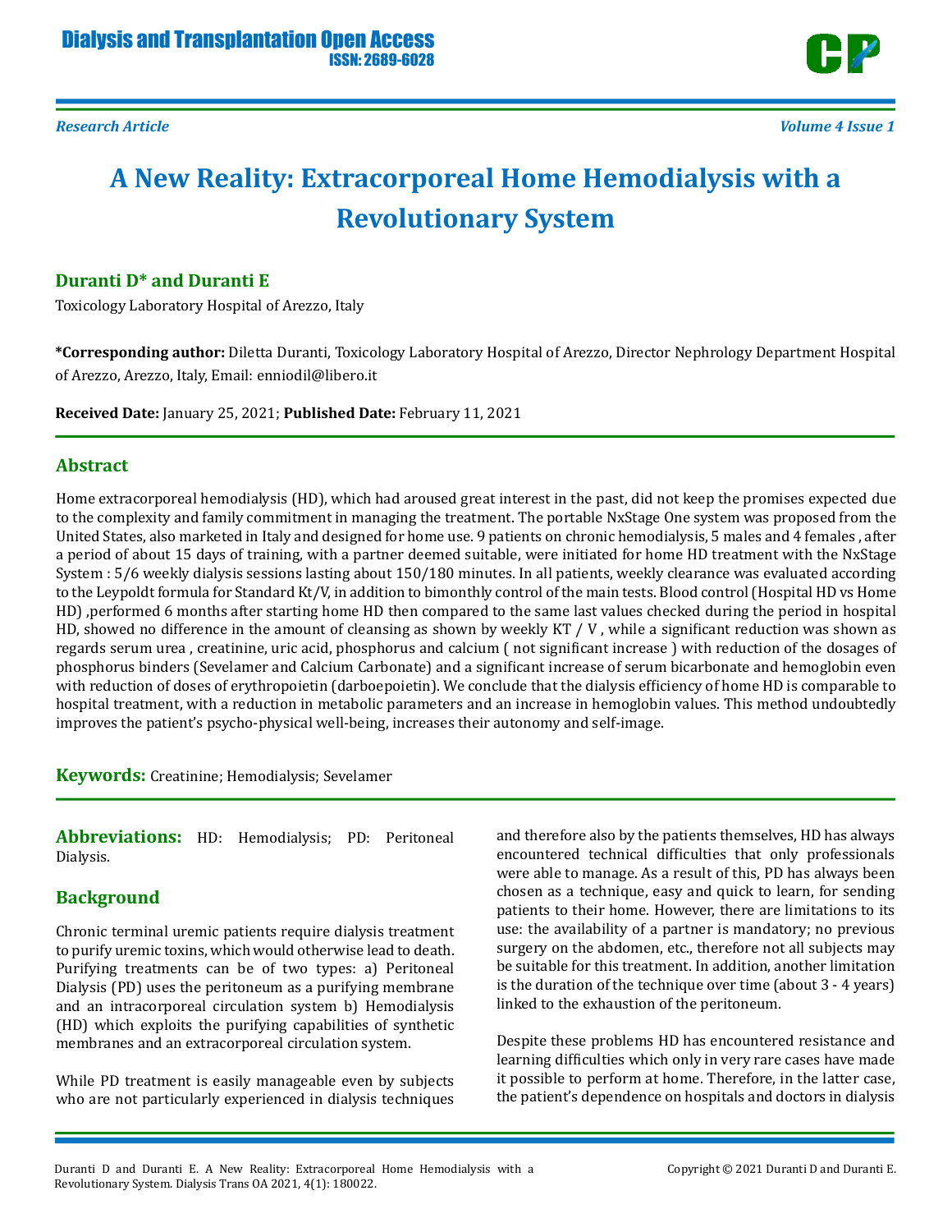Research Article

# A New Reality: Extracorporeal Home Hemodialysis with a Revolutionary System

**Duranti D\* and Duranti E**

Toxicology Laboratory Hospital of Arezzo, Italy

**\*Corresponding author:** Diletta Duranti, Toxicology Laboratory Hospital of Arezzo, Director Nephrology Department Hospital of Arezzo, Arezzo, Italy, Email: enniodil@libero.it

**Received Date:** January 25, 2021; **Published Date:** February 11, 2021

## Abstract

Home extracorporeal hemodialysis (HD), which had aroused great interest in the past, did not keep the promises expected due to the complexity and family commitment in managing the treatment. The portable NxStage One system was proposed from the United States, also marketed in Italy and designed for home use. 9 patients on chronic hemodialysis, 5 males and 4 females , after a period of about 15 days of training, with a partner deemed suitable, were initiated for home HD treatment with the NxStage System : 5/6 weekly dialysis sessions lasting about 150/180 minutes. In all patients, weekly clearance was evaluated according to the Leypoldt formula for Standard Kt/V, in addition to bimonthly control of the main tests. Blood control (Hospital HD vs Home HD) ,performed 6 months after starting home HD then compared to the same last values checked during the period in hospital HD, showed no difference in the amount of cleansing as shown by weekly KT / V , while a significant reduction was shown as regards serum urea , creatinine, uric acid, phosphorus and calcium ( not significant increase ) with reduction of the dosages of phosphorus binders (Sevelamer and Calcium Carbonate) and a significant increase of serum bicarbonate and hemoglobin even with reduction of doses of erythropoietin (darboepoietin). We conclude that the dialysis efficiency of home HD is comparable to hospital treatment, with a reduction in metabolic parameters and an increase in hemoglobin values. This method undoubtedly improves the patient's psycho-physical well-being, increases their autonomy and self-image.

**Keywords:** Creatinine; Hemodialysis; Sevelamer

**Abbreviations:** HD: Hemodialysis; PD: Peritoneal Dialysis.

## Background

Chronic terminal uremic patients require dialysis treatment to purify uremic toxins, which would otherwise lead to death. Purifying treatments can be of two types: a) Peritoneal Dialysis (PD) uses the peritoneum as a purifying membrane and an intracorporeal circulation system b) Hemodialysis (HD) which exploits the purifying capabilities of synthetic membranes and an extracorporeal circulation system.

While PD treatment is easily manageable even by subjects who are not particularly experienced in dialysis techniques and therefore also by the patients themselves, HD has always encountered technical difficulties that only professionals were able to manage. As a result of this, PD has always been chosen as a technique, easy and quick to learn, for sending patients to their home. However, there are limitations to its use: the availability of a partner is mandatory; no previous surgery on the abdomen, etc., therefore not all subjects may be suitable for this treatment. In addition, another limitation is the duration of the technique over time (about 3 - 4 years) linked to the exhaustion of the peritoneum.

Despite these problems HD has encountered resistance and learning difficulties which only in very rare cases have made it possible to perform at home. Therefore, in the latter case, the patient's dependence on hospitals and doctors in dialysis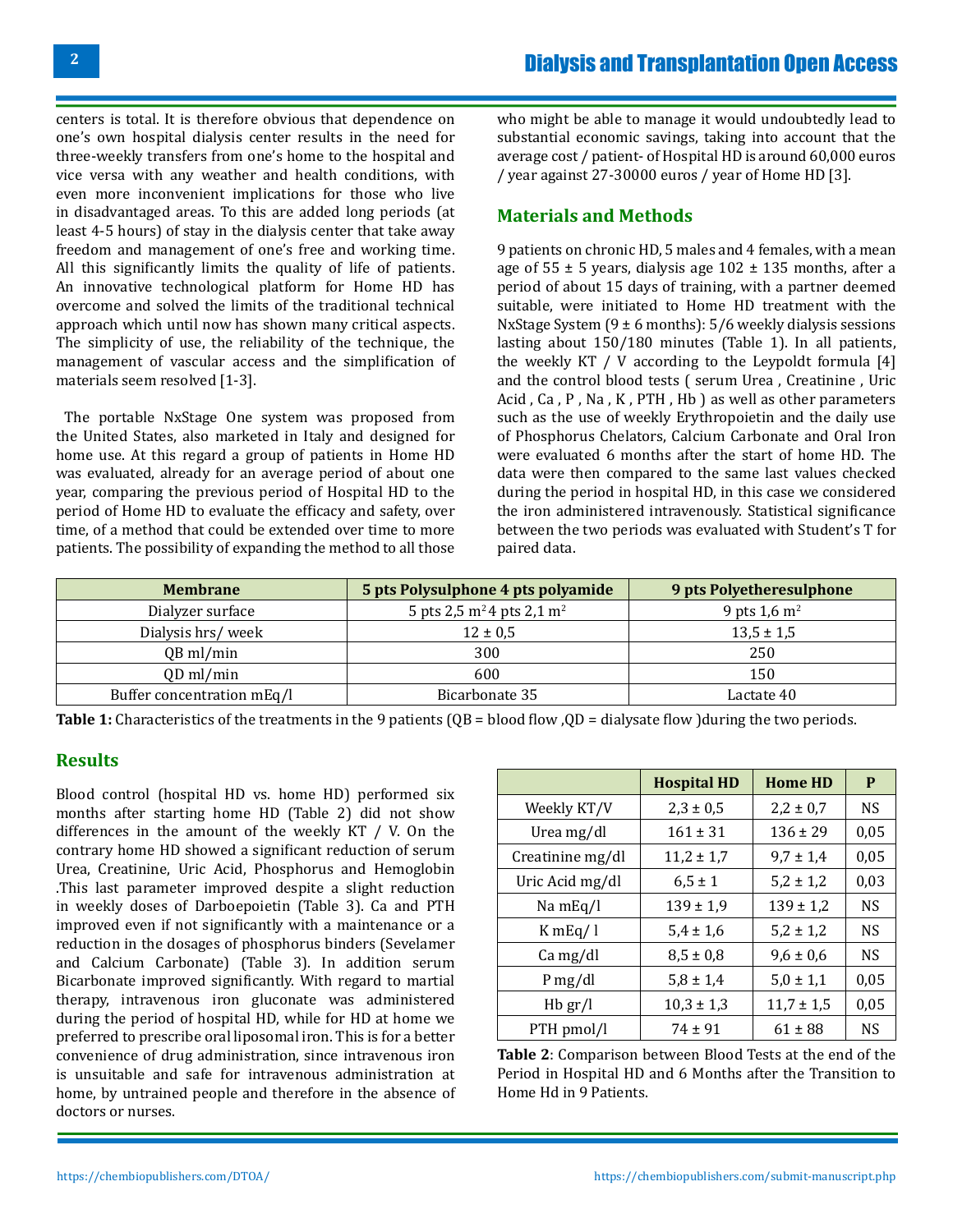centers is total. It is therefore obvious that dependence on one's own hospital dialysis center results in the need for three-weekly transfers from one's home to the hospital and vice versa with any weather and health conditions, with even more inconvenient implications for those who live in disadvantaged areas. To this are added long periods (at least 4-5 hours) of stay in the dialysis center that take away freedom and management of one's free and working time. All this significantly limits the quality of life of patients. An innovative technological platform for Home HD has overcome and solved the limits of the traditional technical approach which until now has shown many critical aspects. The simplicity of use, the reliability of the technique, the management of vascular access and the simplification of materials seem resolved [1-3].

The portable NxStage One system was proposed from the United States, also marketed in Italy and designed for home use. At this regard a group of patients in Home HD was evaluated, already for an average period of about one year, comparing the previous period of Hospital HD to the period of Home HD to evaluate the efficacy and safety, over time, of a method that could be extended over time to more patients. The possibility of expanding the method to all those who might be able to manage it would undoubtedly lead to substantial economic savings, taking into account that the average cost / patient- of Hospital HD is around 60,000 euros / year against 27-30000 euros / year of Home HD [3].

## Materials and Methods

9 patients on chronic HD, 5 males and 4 females, with a mean age of 55 ± 5 years, dialysis age 102 ± 135 months, after a period of about 15 days of training, with a partner deemed suitable, were initiated to Home HD treatment with the NxStage System (9 ± 6 months): 5/6 weekly dialysis sessions lasting about 150/180 minutes (Table 1). In all patients, the weekly KT / V according to the Leypoldt formula [4] and the control blood tests ( serum Urea , Creatinine , Uric Acid , Ca , P , Na , K , PTH , Hb ) as well as other parameters such as the use of weekly Erythropoietin and the daily use of Phosphorus Chelators, Calcium Carbonate and Oral Iron were evaluated 6 months after the start of home HD. The data were then compared to the same last values checked during the period in hospital HD, in this case we considered the iron administered intravenously. Statistical significance between the two periods was evaluated with Student's T for paired data.

| Membrane | 5 pts Polysulphone 4 pts polyamide | 9 pts Polyetheresulphone |
|---|---|---|
| Dialyzer surface | 5 pts 2,5 $m^2$ 4 pts 2,1 $m^2$ | 9 pts 1,6 $m^2$ |
| Dialysis hrs/ week | 12 ± 0,5 | 13,5 ± 1,5 |
| QB ml/min | 300 | 250 |
| QD ml/min | 600 | 150 |
| Buffer concentration mEq/l | Bicarbonate 35 | Lactate 40 |

**Table 1:** Characteristics of the treatments in the 9 patients (QB = blood flow ,QD = dialysate flow )during the two periods.

## Results

Blood control (hospital HD vs. home HD) performed six months after starting home HD (Table 2) did not show differences in the amount of the weekly KT / V. On the contrary home HD showed a significant reduction of serum Urea, Creatinine, Uric Acid, Phosphorus and Hemoglobin .This last parameter improved despite a slight reduction in weekly doses of Darboepoietin (Table 3). Ca and PTH improved even if not significantly with a maintenance or a reduction in the dosages of phosphorus binders (Sevelamer and Calcium Carbonate) (Table 3). In addition serum Bicarbonate improved significantly. With regard to martial therapy, intravenous iron gluconate was administered during the period of hospital HD, while for HD at home we preferred to prescribe oral liposomal iron. This is for a better convenience of drug administration, since intravenous iron is unsuitable and safe for intravenous administration at home, by untrained people and therefore in the absence of doctors or nurses.

| | Hospital HD | Home HD | P |
|---|---|---|---|
| Weekly KT/V | 2,3 ± 0,5 | 2,2 ± 0,7 | NS |
| Urea mg/dl | 161 ± 31 | 136 ± 29 | 0,05 |
| Creatinine mg/dl | 11,2 ± 1,7 | 9,7 ± 1,4 | 0,05 |
| Uric Acid mg/dl | 6,5 ± 1 | 5,2 ± 1,2 | 0,03 |
| Na mEq/l | 139 ± 1,9 | 139 ± 1,2 | NS |
| K mEq/ l | 5,4 ± 1,6 | 5,2 ± 1,2 | NS |
| Ca mg/dl | 8,5 ± 0,8 | 9,6 ± 0,6 | NS |
| P mg/dl | 5,8 ± 1,4 | 5,0 ± 1,1 | 0,05 |
| Hb gr/l | 10,3 ± 1,3 | 11,7 ± 1,5 | 0,05 |
| PTH pmol/l | 74 ± 91 | 61 ± 88 | NS |

**Table 2**: Comparison between Blood Tests at the end of the Period in Hospital HD and 6 Months after the Transition to Home Hd in 9 Patients.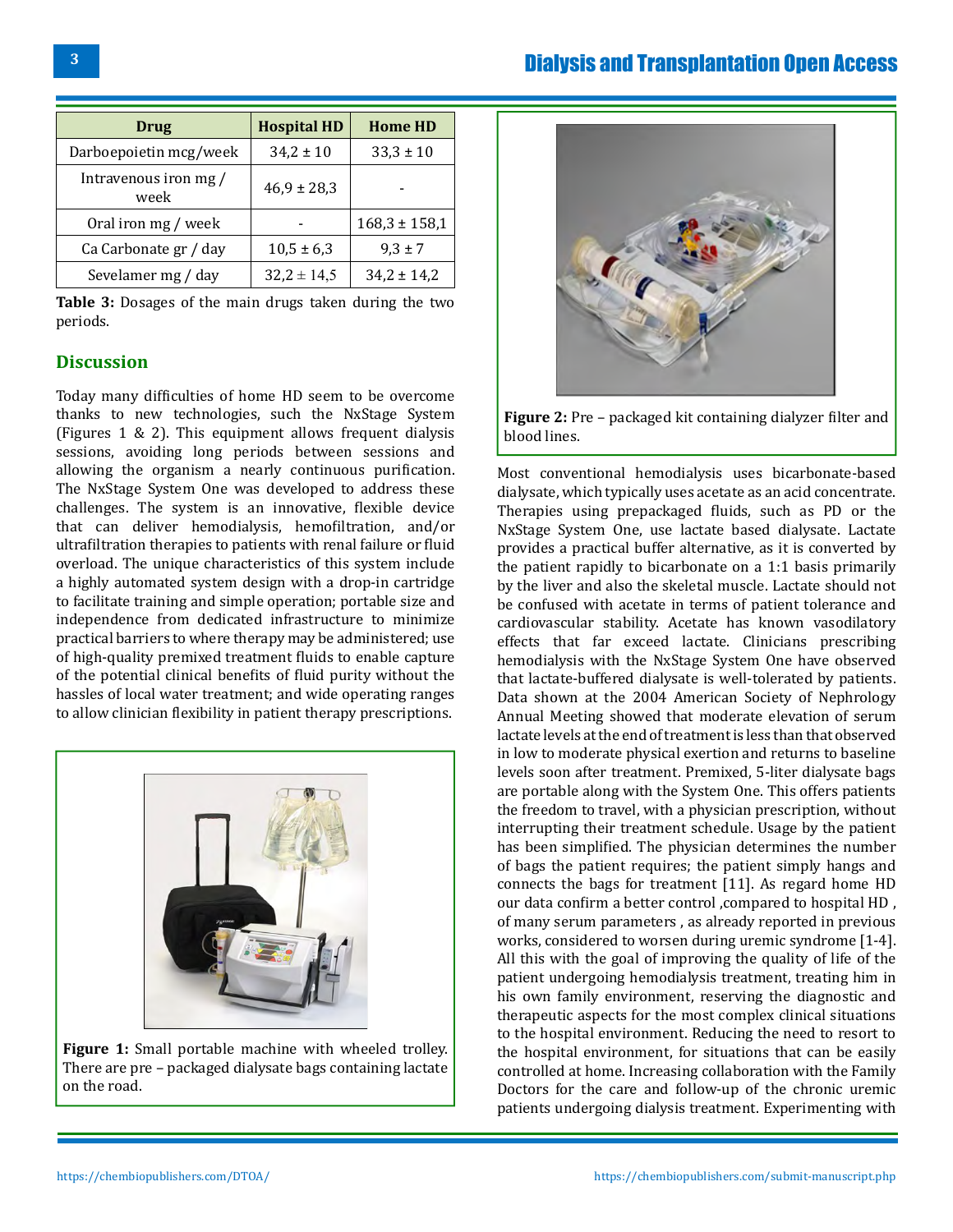| Drug | Hospital HD | Home HD |
|---|---|---|
| Darboepoietin mcg/week | 34,2 ± 10 | 33,3 ± 10 |
| Intravenous iron mg / week | 46,9 ± 28,3 | - |
| Oral iron mg / week | - | 168,3 ± 158,1 |
| Ca Carbonate gr / day | 10,5 ± 6,3 | 9,3 ± 7 |
| Sevelamer mg / day | 32,2 ± 14,5 | 34,2 ± 14,2 |

**Table 3:** Dosages of the main drugs taken during the two periods.

## Discussion

Today many difficulties of home HD seem to be overcome thanks to new technologies, such the NxStage System (Figures 1 & 2). This equipment allows frequent dialysis sessions, avoiding long periods between sessions and allowing the organism a nearly continuous purification. The NxStage System One was developed to address these challenges. The system is an innovative, flexible device that can deliver hemodialysis, hemofiltration, and/or ultrafiltration therapies to patients with renal failure or fluid overload. The unique characteristics of this system include a highly automated system design with a drop-in cartridge to facilitate training and simple operation; portable size and independence from dedicated infrastructure to minimize practical barriers to where therapy may be administered; use of high-quality premixed treatment fluids to enable capture of the potential clinical benefits of fluid purity without the hassles of local water treatment; and wide operating ranges to allow clinician flexibility in patient therapy prescriptions.

**Figure 1:** Small portable machine with wheeled trolley. There are pre – packaged dialysate bags containing lactate on the road.

**Figure 2:** Pre – packaged kit containing dialyzer filter and blood lines.

Most conventional hemodialysis uses bicarbonate-based dialysate, which typically uses acetate as an acid concentrate. Therapies using prepackaged fluids, such as PD or the NxStage System One, use lactate based dialysate. Lactate provides a practical buffer alternative, as it is converted by the patient rapidly to bicarbonate on a 1:1 basis primarily by the liver and also the skeletal muscle. Lactate should not be confused with acetate in terms of patient tolerance and cardiovascular stability. Acetate has known vasodilatory effects that far exceed lactate. Clinicians prescribing hemodialysis with the NxStage System One have observed that lactate-buffered dialysate is well-tolerated by patients. Data shown at the 2004 American Society of Nephrology Annual Meeting showed that moderate elevation of serum lactate levels at the end of treatment is less than that observed in low to moderate physical exertion and returns to baseline levels soon after treatment. Premixed, 5-liter dialysate bags are portable along with the System One. This offers patients the freedom to travel, with a physician prescription, without interrupting their treatment schedule. Usage by the patient has been simplified. The physician determines the number of bags the patient requires; the patient simply hangs and connects the bags for treatment [11]. As regard home HD our data confirm a better control ,compared to hospital HD , of many serum parameters , as already reported in previous works, considered to worsen during uremic syndrome [1-4]. All this with the goal of improving the quality of life of the patient undergoing hemodialysis treatment, treating him in his own family environment, reserving the diagnostic and therapeutic aspects for the most complex clinical situations to the hospital environment. Reducing the need to resort to the hospital environment, for situations that can be easily controlled at home. Increasing collaboration with the Family Doctors for the care and follow-up of the chronic uremic patients undergoing dialysis treatment. Experimenting with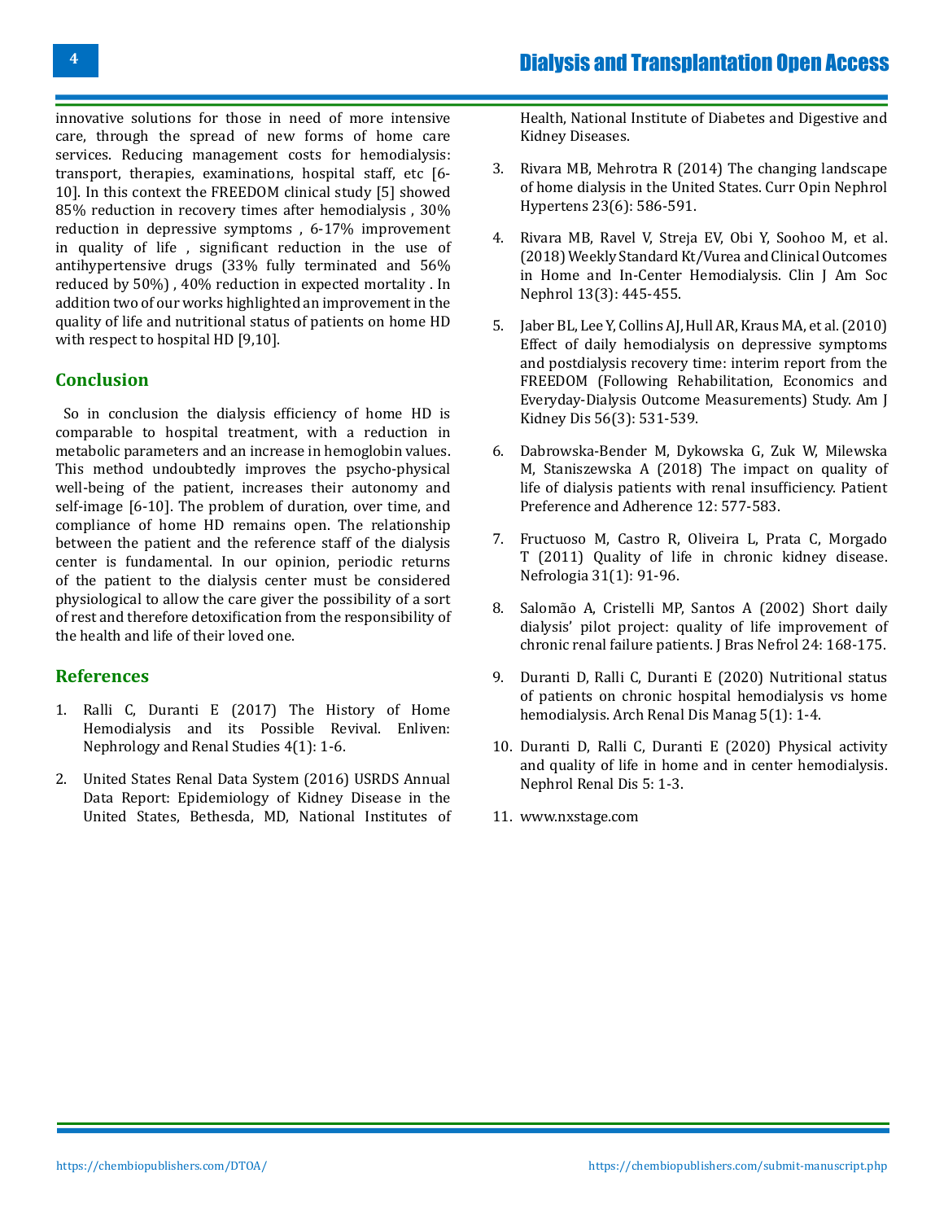innovative solutions for those in need of more intensive care, through the spread of new forms of home care services. Reducing management costs for hemodialysis: transport, therapies, examinations, hospital staff, etc [6-10]. In this context the FREEDOM clinical study [5] showed 85% reduction in recovery times after hemodialysis , 30% reduction in depressive symptoms , 6-17% improvement in quality of life , significant reduction in the use of antihypertensive drugs (33% fully terminated and 56% reduced by 50%) , 40% reduction in expected mortality . In addition two of our works highlighted an improvement in the quality of life and nutritional status of patients on home HD with respect to hospital HD [9,10].

## Conclusion

So in conclusion the dialysis efficiency of home HD is comparable to hospital treatment, with a reduction in metabolic parameters and an increase in hemoglobin values. This method undoubtedly improves the psycho-physical well-being of the patient, increases their autonomy and self-image [6-10]. The problem of duration, over time, and compliance of home HD remains open. The relationship between the patient and the reference staff of the dialysis center is fundamental. In our opinion, periodic returns of the patient to the dialysis center must be considered physiological to allow the care giver the possibility of a sort of rest and therefore detoxification from the responsibility of the health and life of their loved one.

## References

1. Ralli C, Duranti E (2017) The History of Home Hemodialysis and its Possible Revival. Enliven: Nephrology and Renal Studies 4(1): 1-6.
2. United States Renal Data System (2016) USRDS Annual Data Report: Epidemiology of Kidney Disease in the United States, Bethesda, MD, National Institutes of Health, National Institute of Diabetes and Digestive and Kidney Diseases.
3. Rivara MB, Mehrotra R (2014) The changing landscape of home dialysis in the United States. Curr Opin Nephrol Hypertens 23(6): 586-591.
4. Rivara MB, Ravel V, Streja EV, Obi Y, Soohoo M, et al. (2018) Weekly Standard Kt/Vurea and Clinical Outcomes in Home and In-Center Hemodialysis. Clin J Am Soc Nephrol 13(3): 445-455.
5. Jaber BL, Lee Y, Collins AJ, Hull AR, Kraus MA, et al. (2010) Effect of daily hemodialysis on depressive symptoms and postdialysis recovery time: interim report from the FREEDOM (Following Rehabilitation, Economics and Everyday-Dialysis Outcome Measurements) Study. Am J Kidney Dis 56(3): 531-539.
6. Dabrowska-Bender M, Dykowska G, Zuk W, Milewska M, Staniszewska A (2018) The impact on quality of life of dialysis patients with renal insufficiency. Patient Preference and Adherence 12: 577-583.
7. Fructuoso M, Castro R, Oliveira L, Prata C, Morgado T (2011) Quality of life in chronic kidney disease. Nefrologia 31(1): 91-96.
8. Salomão A, Cristelli MP, Santos A (2002) Short daily dialysis' pilot project: quality of life improvement of chronic renal failure patients. J Bras Nefrol 24: 168-175.
9. Duranti D, Ralli C, Duranti E (2020) Nutritional status of patients on chronic hospital hemodialysis vs home hemodialysis. Arch Renal Dis Manag 5(1): 1-4.
10. Duranti D, Ralli C, Duranti E (2020) Physical activity and quality of life in home and in center hemodialysis. Nephrol Renal Dis 5: 1-3.
11. www.nxstage.com